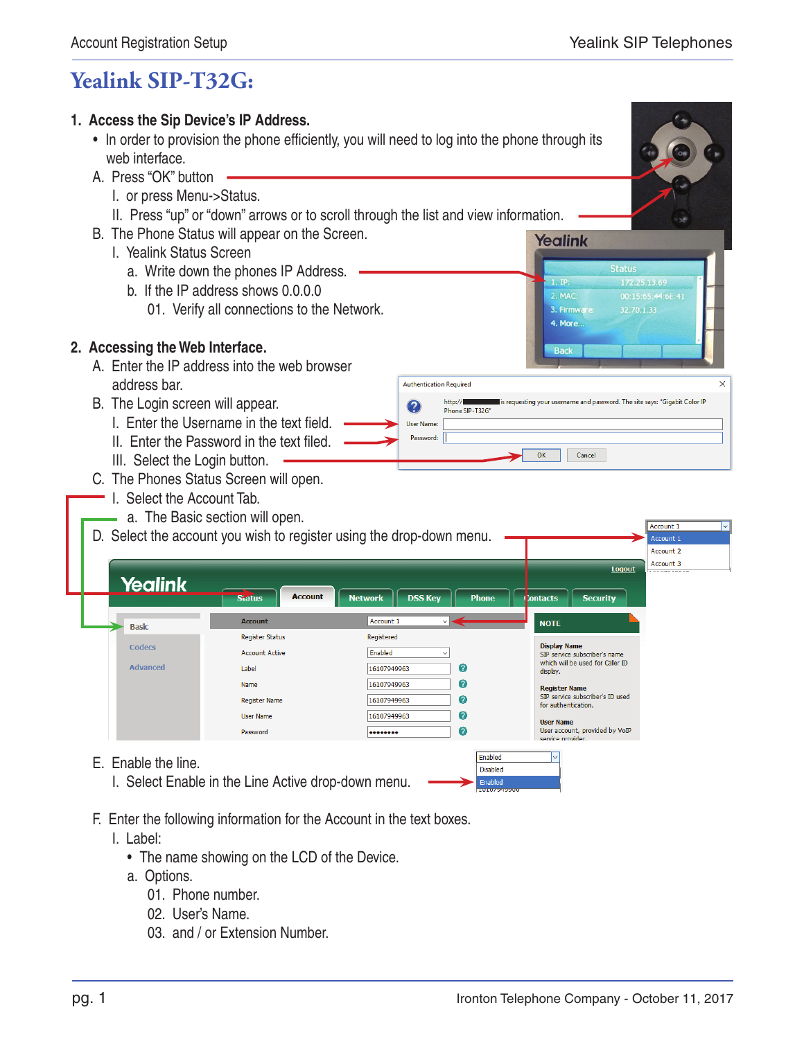# Yealink SIP-T32G:

**1. Access the Sip Device's IP Address.**

- In order to provision the phone efficiently, you will need to log into the phone through its web interface.

A. Press "OK" button

  I. or press Menu->Status.

  II. Press "up" or "down" arrows or to scroll through the list and view information.

B. The Phone Status will appear on the Screen.

  I. Yealink Status Screen

   a. Write down the phones IP Address.

   b. If the IP address shows 0.0.0.0

    01. Verify all connections to the Network.

**2. Accessing the Web Interface.**

A. Enter the IP address into the web browser address bar.

B. The Login screen will appear.

  I. Enter the Username in the text field.

  II. Enter the Password in the text filed.

  III. Select the Login button.

C. The Phones Status Screen will open.

  I. Select the Account Tab.

   a. The Basic section will open.

D. Select the account you wish to register using the drop-down menu.

E. Enable the line.

  I. Select Enable in the Line Active drop-down menu.

F. Enter the following information for the Account in the text boxes.

  I. Label:

- The name showing on the LCD of the Device.

   a. Options.

    01. Phone number.

    02. User's Name.

    03. and / or Extension Number.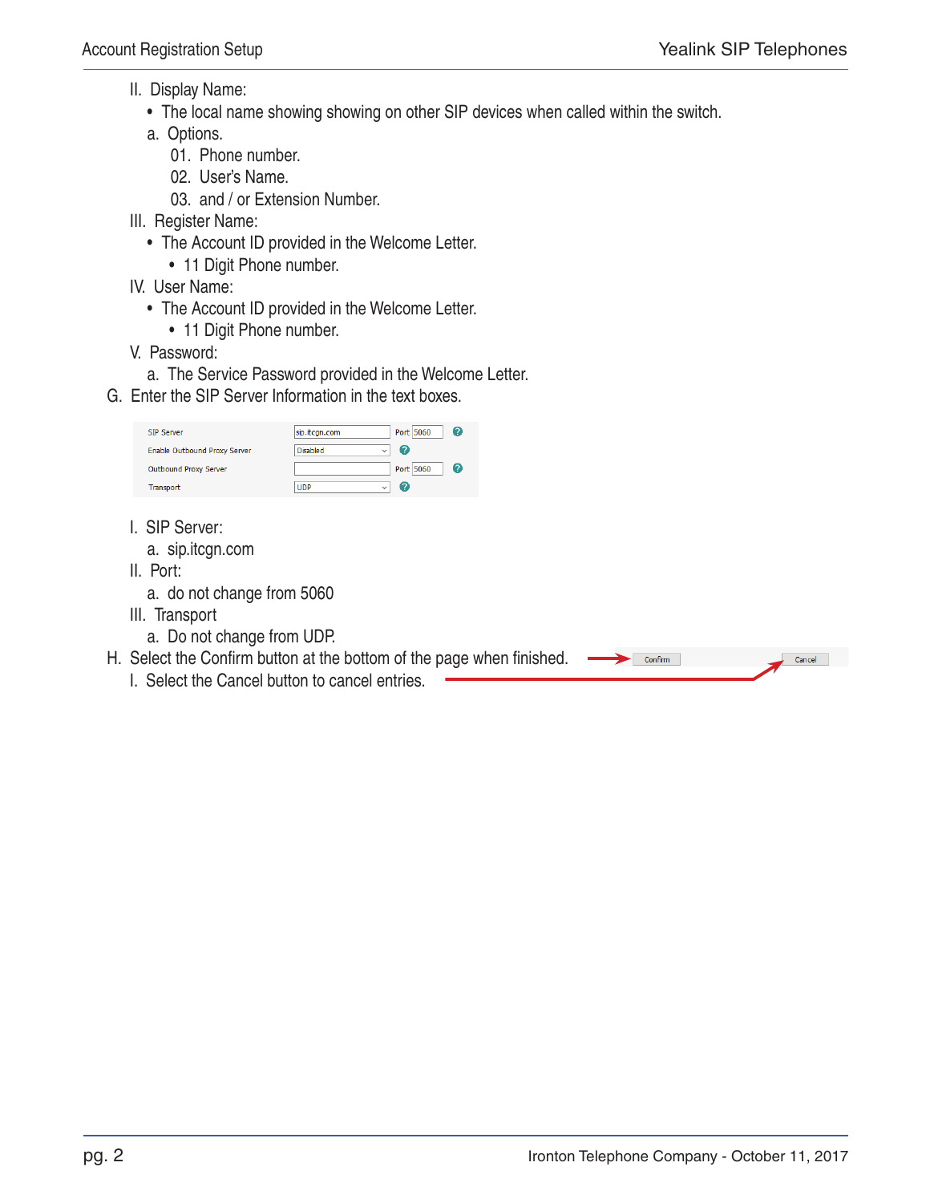II. Display Name:
- The local name showing showing on other SIP devices when called within the switch.

a. Options.
   01. Phone number.
   02. User's Name.
   03. and / or Extension Number.

III. Register Name:
- The Account ID provided in the Welcome Letter.
  - 11 Digit Phone number.

IV. User Name:
- The Account ID provided in the Welcome Letter.
  - 11 Digit Phone number.

V. Password:
   a. The Service Password provided in the Welcome Letter.

G. Enter the SIP Server Information in the text boxes.

SIP Server sip.itcgn.com Port 5060

Enable Outbound Proxy Server Disabled

Outbound Proxy Server Port 5060

Transport UDP

I. SIP Server:
   a. sip.itcgn.com

II. Port:
   a. do not change from 5060

III. Transport
   a. Do not change from UDP.

H. Select the Confirm button at the bottom of the page when finished.

Confirm Cancel

I. Select the Cancel button to cancel entries.